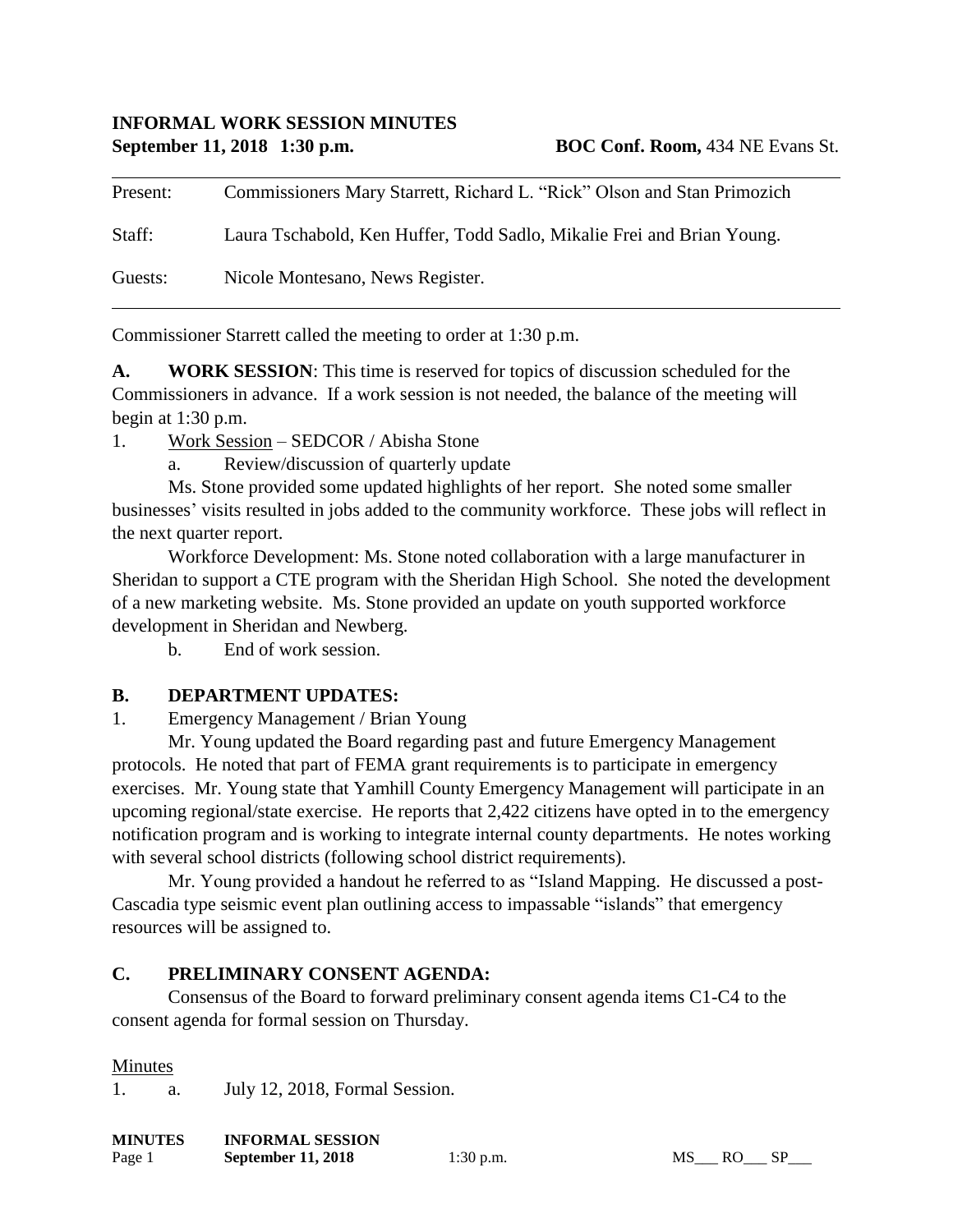**INFORMAL WORK SESSION MINUTES**
**September 11, 2018 1:30 p.m.** **BOC Conf. Room,** 434 NE Evans St.

Present: Commissioners Mary Starrett, Richard L. "Rick" Olson and Stan Primozich

Staff: Laura Tschabold, Ken Huffer, Todd Sadlo, Mikalie Frei and Brian Young.

Guests: Nicole Montesano, News Register.

---

Commissioner Starrett called the meeting to order at 1:30 p.m.

**A. WORK SESSION**: This time is reserved for topics of discussion scheduled for the Commissioners in advance. If a work session is not needed, the balance of the meeting will begin at 1:30 p.m.

1. Work Session – SEDCOR / Abisha Stone

   a. Review/discussion of quarterly update

Ms. Stone provided some updated highlights of her report. She noted some smaller businesses' visits resulted in jobs added to the community workforce. These jobs will reflect in the next quarter report.

Workforce Development: Ms. Stone noted collaboration with a large manufacturer in Sheridan to support a CTE program with the Sheridan High School. She noted the development of a new marketing website. Ms. Stone provided an update on youth supported workforce development in Sheridan and Newberg.

   b. End of work session.

**B. DEPARTMENT UPDATES:**

1. Emergency Management / Brian Young

Mr. Young updated the Board regarding past and future Emergency Management protocols. He noted that part of FEMA grant requirements is to participate in emergency exercises. Mr. Young state that Yamhill County Emergency Management will participate in an upcoming regional/state exercise. He reports that 2,422 citizens have opted in to the emergency notification program and is working to integrate internal county departments. He notes working with several school districts (following school district requirements).

Mr. Young provided a handout he referred to as "Island Mapping. He discussed a post-Cascadia type seismic event plan outlining access to impassable "islands" that emergency resources will be assigned to.

**C. PRELIMINARY CONSENT AGENDA:**

Consensus of the Board to forward preliminary consent agenda items C1-C4 to the consent agenda for formal session on Thursday.

Minutes

1. a. July 12, 2018, Formal Session.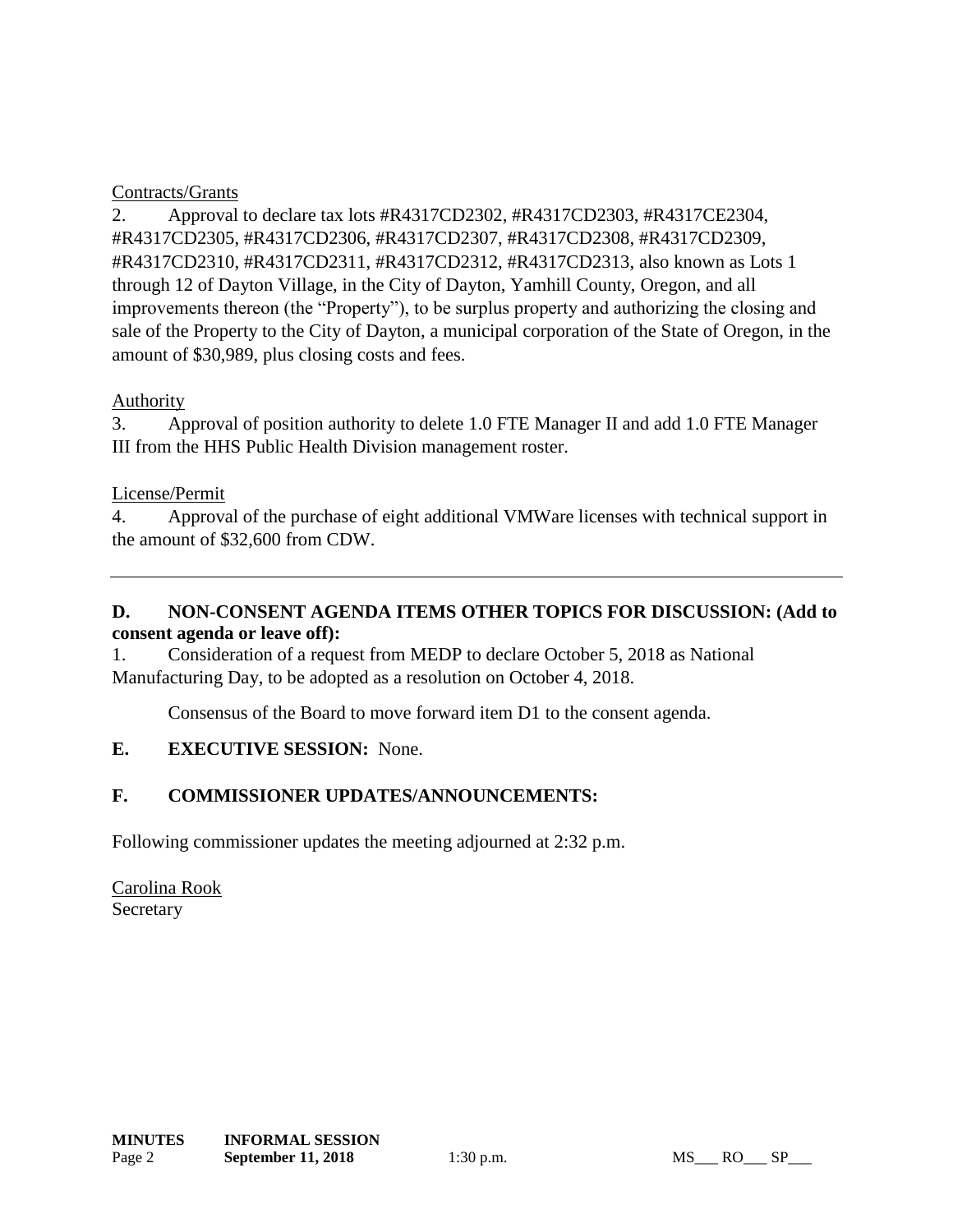Contracts/Grants

2. Approval to declare tax lots #R4317CD2302, #R4317CD2303, #R4317CE2304, #R4317CD2305, #R4317CD2306, #R4317CD2307, #R4317CD2308, #R4317CD2309, #R4317CD2310, #R4317CD2311, #R4317CD2312, #R4317CD2313, also known as Lots 1 through 12 of Dayton Village, in the City of Dayton, Yamhill County, Oregon, and all improvements thereon (the "Property"), to be surplus property and authorizing the closing and sale of the Property to the City of Dayton, a municipal corporation of the State of Oregon, in the amount of $30,989, plus closing costs and fees.

Authority

3. Approval of position authority to delete 1.0 FTE Manager II and add 1.0 FTE Manager III from the HHS Public Health Division management roster.

License/Permit

4. Approval of the purchase of eight additional VMWare licenses with technical support in the amount of $32,600 from CDW.

---

**D. NON-CONSENT AGENDA ITEMS OTHER TOPICS FOR DISCUSSION: (Add to consent agenda or leave off):**

1. Consideration of a request from MEDP to declare October 5, 2018 as National Manufacturing Day, to be adopted as a resolution on October 4, 2018.

Consensus of the Board to move forward item D1 to the consent agenda.

**E. EXECUTIVE SESSION:** None.

**F. COMMISSIONER UPDATES/ANNOUNCEMENTS:**

Following commissioner updates the meeting adjourned at 2:32 p.m.

Carolina Rook
Secretary